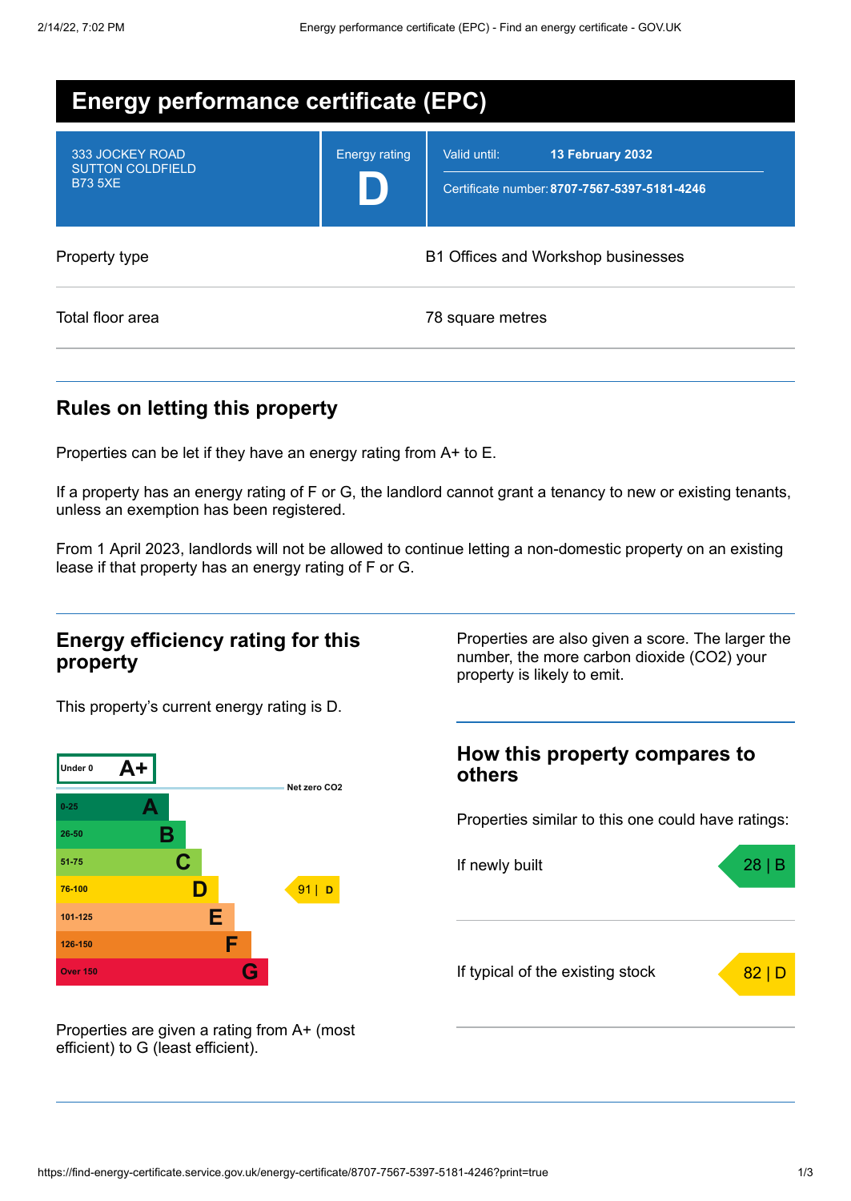# Energy performance certificate (EPC)

| | | |
|---|---|---|
| 333 JOCKEY ROAD<br>SUTTON COLDFIELD<br>B73 5XE | Energy rating<br>**D** | Valid until: **13 February 2032**<br>Certificate number: **8707-7567-5397-5181-4246** |

| | |
|---|---|
| Property type | B1 Offices and Workshop businesses |
| Total floor area | 78 square metres |

## Rules on letting this property

Properties can be let if they have an energy rating from A+ to E.

If a property has an energy rating of F or G, the landlord cannot grant a tenancy to new or existing tenants, unless an exemption has been registered.

From 1 April 2023, landlords will not be allowed to continue letting a non-domestic property on an existing lease if that property has an energy rating of F or G.

## Energy efficiency rating for this property

This property's current energy rating is D.

| Score | Rating |
|---|---|
| Under 0 | A+ |
| 0-25 | A |
| 26-50 | B |
| 51-75 | C |
| 76-100 | D |
| 101-125 | E |
| 126-150 | F |
| Over 150 | G |

Net zero CO2

This property: 91 | D

Properties are given a rating from A+ (most efficient) to G (least efficient).

Properties are also given a score. The larger the number, the more carbon dioxide (CO2) your property is likely to emit.

## How this property compares to others

Properties similar to this one could have ratings:

| | |
|---|---|
| If newly built | 28 \| B |
| If typical of the existing stock | 82 \| D |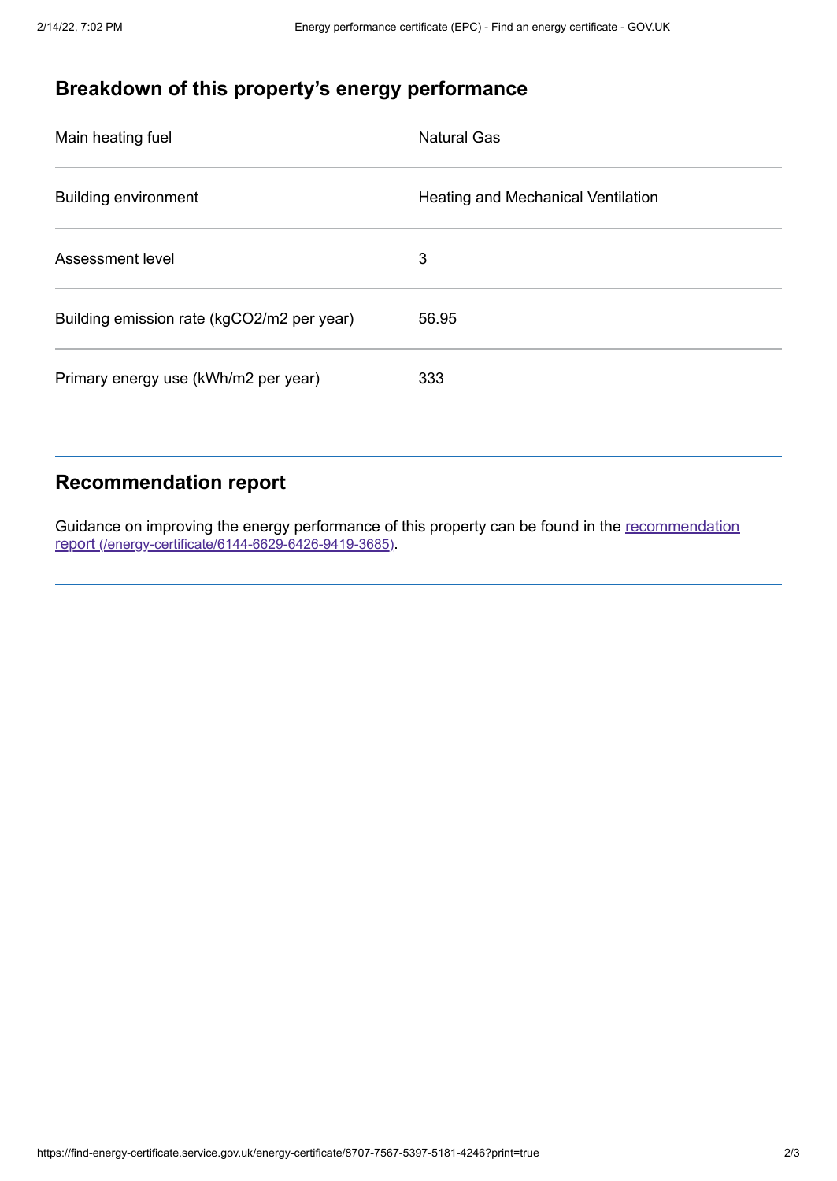## Breakdown of this property's energy performance

| | |
|---|---|
| Main heating fuel | Natural Gas |
| Building environment | Heating and Mechanical Ventilation |
| Assessment level | 3 |
| Building emission rate (kgCO2/m2 per year) | 56.95 |
| Primary energy use (kWh/m2 per year) | 333 |

## Recommendation report

Guidance on improving the energy performance of this property can be found in the [recommendation report (/energy-certificate/6144-6629-6426-9419-3685)](/energy-certificate/6144-6629-6426-9419-3685).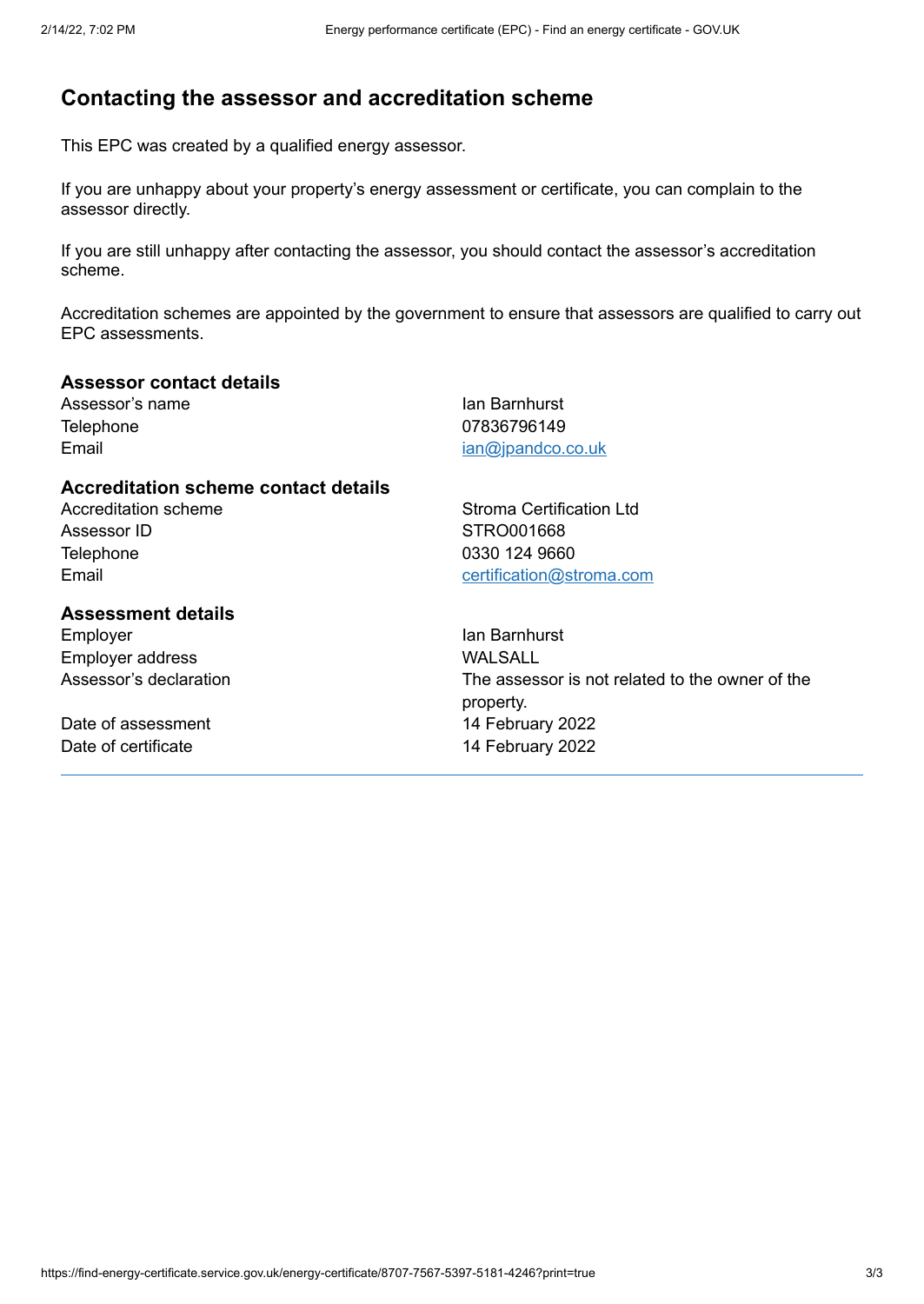## Contacting the assessor and accreditation scheme

This EPC was created by a qualified energy assessor.

If you are unhappy about your property's energy assessment or certificate, you can complain to the assessor directly.

If you are still unhappy after contacting the assessor, you should contact the assessor's accreditation scheme.

Accreditation schemes are appointed by the government to ensure that assessors are qualified to carry out EPC assessments.

### Assessor contact details

| | |
|---|---|
| Assessor's name | Ian Barnhurst |
| Telephone | 07836796149 |
| Email | ian@jpandco.co.uk |

### Accreditation scheme contact details

| | |
|---|---|
| Accreditation scheme | Stroma Certification Ltd |
| Assessor ID | STRO001668 |
| Telephone | 0330 124 9660 |
| Email | certification@stroma.com |

### Assessment details

| | |
|---|---|
| Employer | Ian Barnhurst |
| Employer address | WALSALL |
| Assessor's declaration | The assessor is not related to the owner of the property. |
| Date of assessment | 14 February 2022 |
| Date of certificate | 14 February 2022 |